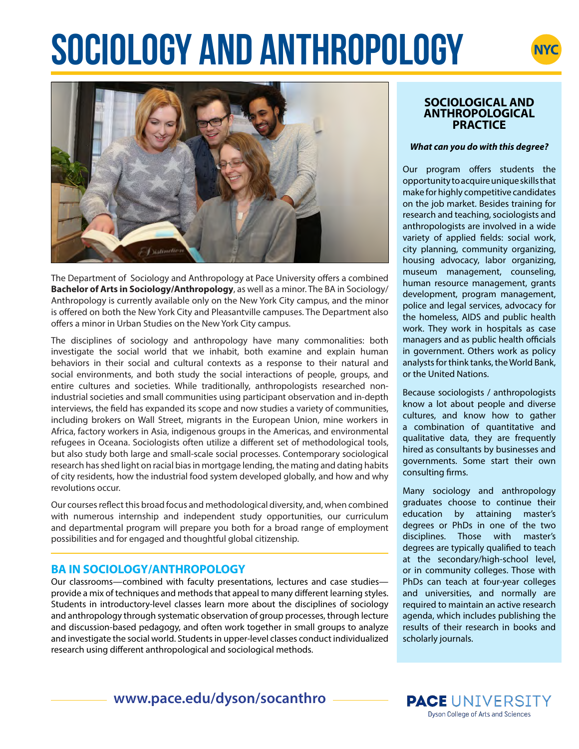# SOCIOLOGY AND ANTHROPOLOGY

NYC

The Department of Sociology and Anthropology at Pace University offers a combined **Bachelor of Arts in Sociology/Anthropology**, as well as a minor. The BA in Sociology/Anthropology is currently available only on the New York City campus, and the minor is offered on both the New York City and Pleasantville campuses. The Department also offers a minor in Urban Studies on the New York City campus.

The disciplines of sociology and anthropology have many commonalities: both investigate the social world that we inhabit, both examine and explain human behaviors in their social and cultural contexts as a response to their natural and social environments, and both study the social interactions of people, groups, and entire cultures and societies. While traditionally, anthropologists researched non-industrial societies and small communities using participant observation and in-depth interviews, the field has expanded its scope and now studies a variety of communities, including brokers on Wall Street, migrants in the European Union, mine workers in Africa, factory workers in Asia, indigenous groups in the Americas, and environmental refugees in Oceana. Sociologists often utilize a different set of methodological tools, but also study both large and small-scale social processes. Contemporary sociological research has shed light on racial bias in mortgage lending, the mating and dating habits of city residents, how the industrial food system developed globally, and how and why revolutions occur.

Our courses reflect this broad focus and methodological diversity, and, when combined with numerous internship and independent study opportunities, our curriculum and departmental program will prepare you both for a broad range of employment possibilities and for engaged and thoughtful global citizenship.

## BA IN SOCIOLOGY/ANTHROPOLOGY

Our classrooms—combined with faculty presentations, lectures and case studies—provide a mix of techniques and methods that appeal to many different learning styles. Students in introductory-level classes learn more about the disciplines of sociology and anthropology through systematic observation of group processes, through lecture and discussion-based pedagogy, and often work together in small groups to analyze and investigate the social world. Students in upper-level classes conduct individualized research using different anthropological and sociological methods.

## SOCIOLOGICAL AND ANTHROPOLOGICAL PRACTICE

***What can you do with this degree?***

Our program offers students the opportunity to acquire unique skills that make for highly competitive candidates on the job market. Besides training for research and teaching, sociologists and anthropologists are involved in a wide variety of applied fields: social work, city planning, community organizing, housing advocacy, labor organizing, museum management, counseling, human resource management, grants development, program management, police and legal services, advocacy for the homeless, AIDS and public health work. They work in hospitals as case managers and as public health officials in government. Others work as policy analysts for think tanks, the World Bank, or the United Nations.

Because sociologists / anthropologists know a lot about people and diverse cultures, and know how to gather a combination of quantitative and qualitative data, they are frequently hired as consultants by businesses and governments. Some start their own consulting firms.

Many sociology and anthropology graduates choose to continue their education by attaining master's degrees or PhDs in one of the two disciplines. Those with master's degrees are typically qualified to teach at the secondary/high-school level, or in community colleges. Those with PhDs can teach at four-year colleges and universities, and normally are required to maintain an active research agenda, which includes publishing the results of their research in books and scholarly journals.

www.pace.edu/dyson/socanthro

PACE UNIVERSITY
Dyson College of Arts and Sciences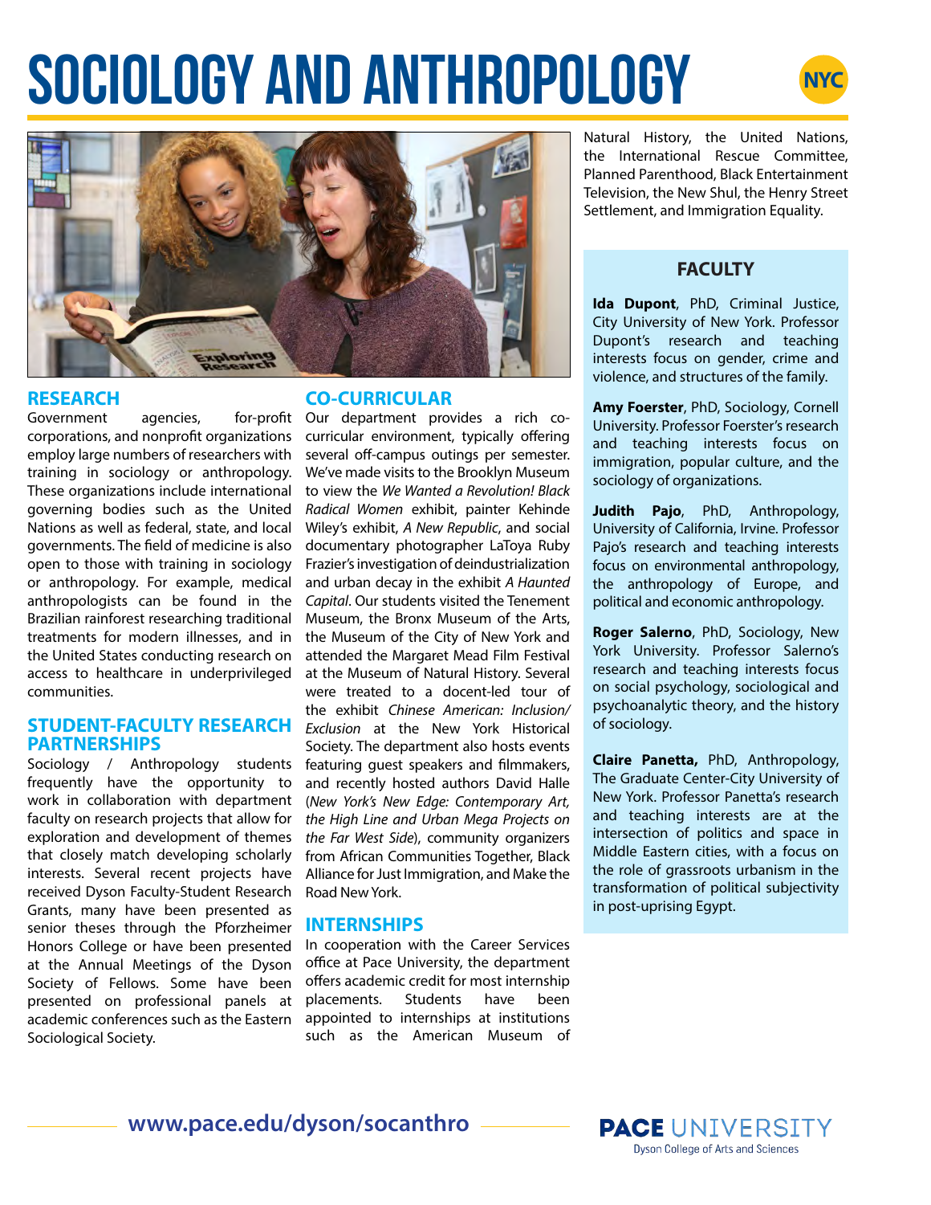# SOCIOLOGY AND ANTHROPOLOGY

NYC

## RESEARCH

Government agencies, for-profit corporations, and nonprofit organizations employ large numbers of researchers with training in sociology or anthropology. These organizations include international governing bodies such as the United Nations as well as federal, state, and local governments. The field of medicine is also open to those with training in sociology or anthropology. For example, medical anthropologists can be found in the Brazilian rainforest researching traditional treatments for modern illnesses, and in the United States conducting research on access to healthcare in underprivileged communities.

## STUDENT-FACULTY RESEARCH PARTNERSHIPS

Sociology / Anthropology students frequently have the opportunity to work in collaboration with department faculty on research projects that allow for exploration and development of themes that closely match developing scholarly interests. Several recent projects have received Dyson Faculty-Student Research Grants, many have been presented as senior theses through the Pforzheimer Honors College or have been presented at the Annual Meetings of the Dyson Society of Fellows. Some have been presented on professional panels at academic conferences such as the Eastern Sociological Society.

## CO-CURRICULAR

Our department provides a rich co-curricular environment, typically offering several off-campus outings per semester. We've made visits to the Brooklyn Museum to view the *We Wanted a Revolution! Black Radical Women* exhibit, painter Kehinde Wiley's exhibit, *A New Republic*, and social documentary photographer LaToya Ruby Frazier's investigation of deindustrialization and urban decay in the exhibit *A Haunted Capital*. Our students visited the Tenement Museum, the Bronx Museum of the Arts, the Museum of the City of New York and attended the Margaret Mead Film Festival at the Museum of Natural History. Several were treated to a docent-led tour of the exhibit *Chinese American: Inclusion/ Exclusion* at the New York Historical Society. The department also hosts events featuring guest speakers and filmmakers, and recently hosted authors David Halle (*New York's New Edge: Contemporary Art, the High Line and Urban Mega Projects on the Far West Side*), community organizers from African Communities Together, Black Alliance for Just Immigration, and Make the Road New York.

## INTERNSHIPS

In cooperation with the Career Services office at Pace University, the department offers academic credit for most internship placements. Students have been appointed to internships at institutions such as the American Museum of Natural History, the United Nations, the International Rescue Committee, Planned Parenthood, Black Entertainment Television, the New Shul, the Henry Street Settlement, and Immigration Equality.

## FACULTY

**Ida Dupont**, PhD, Criminal Justice, City University of New York. Professor Dupont's research and teaching interests focus on gender, crime and violence, and structures of the family.

**Amy Foerster**, PhD, Sociology, Cornell University. Professor Foerster's research and teaching interests focus on immigration, popular culture, and the sociology of organizations.

**Judith Pajo**, PhD, Anthropology, University of California, Irvine. Professor Pajo's research and teaching interests focus on environmental anthropology, the anthropology of Europe, and political and economic anthropology.

**Roger Salerno**, PhD, Sociology, New York University. Professor Salerno's research and teaching interests focus on social psychology, sociological and psychoanalytic theory, and the history of sociology.

**Claire Panetta,** PhD, Anthropology, The Graduate Center-City University of New York. Professor Panetta's research and teaching interests are at the intersection of politics and space in Middle Eastern cities, with a focus on the role of grassroots urbanism in the transformation of political subjectivity in post-uprising Egypt.

www.pace.edu/dyson/socanthro

PACE UNIVERSITY
Dyson College of Arts and Sciences